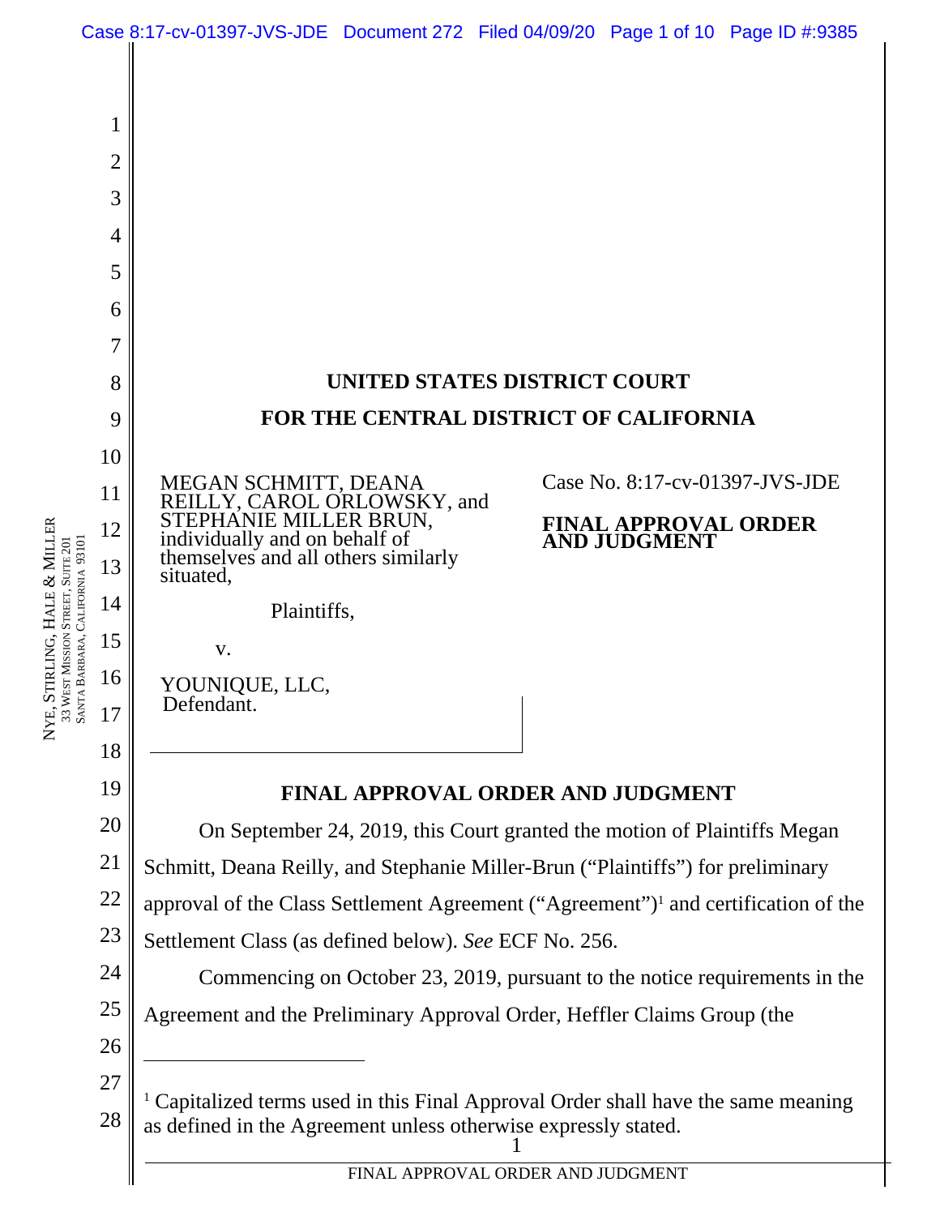# UNITED STATES DISTRICT COURT
# FOR THE CENTRAL DISTRICT OF CALIFORNIA

MEGAN SCHMITT, DEANA REILLY, CAROL ORLOWSKY, and STEPHANIE MILLER BRUN, individually and on behalf of themselves and all others similarly situated,

Plaintiffs,

v.

YOUNIQUE, LLC,
Defendant.

Case No. 8:17-cv-01397-JVS-JDE

**FINAL APPROVAL ORDER AND JUDGMENT**

## FINAL APPROVAL ORDER AND JUDGMENT

On September 24, 2019, this Court granted the motion of Plaintiffs Megan Schmitt, Deana Reilly, and Stephanie Miller-Brun ("Plaintiffs") for preliminary approval of the Class Settlement Agreement ("Agreement")[1] and certification of the Settlement Class (as defined below). *See* ECF No. 256.

Commencing on October 23, 2019, pursuant to the notice requirements in the Agreement and the Preliminary Approval Order, Heffler Claims Group (the

[1] Capitalized terms used in this Final Approval Order shall have the same meaning as defined in the Agreement unless otherwise expressly stated.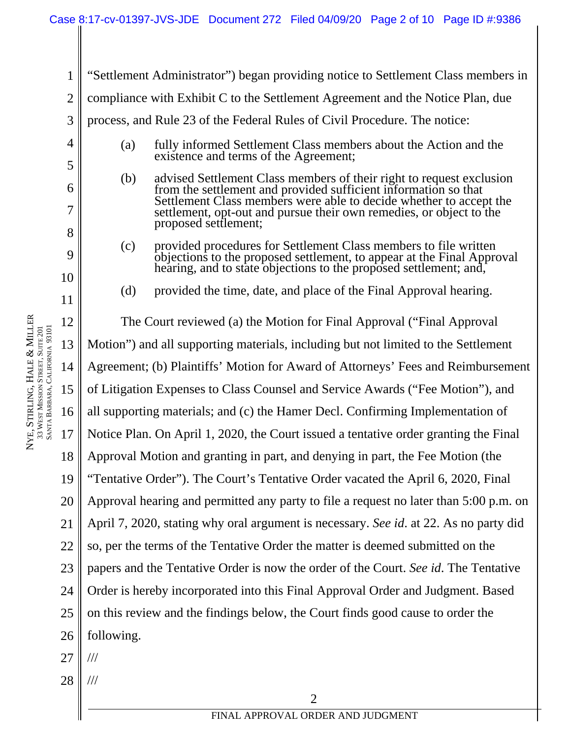"Settlement Administrator") began providing notice to Settlement Class members in compliance with Exhibit C to the Settlement Agreement and the Notice Plan, due process, and Rule 23 of the Federal Rules of Civil Procedure. The notice:

(a) fully informed Settlement Class members about the Action and the existence and terms of the Agreement;

(b) advised Settlement Class members of their right to request exclusion from the settlement and provided sufficient information so that Settlement Class members were able to decide whether to accept the settlement, opt-out and pursue their own remedies, or object to the proposed settlement;

(c) provided procedures for Settlement Class members to file written objections to the proposed settlement, to appear at the Final Approval hearing, and to state objections to the proposed settlement; and,

(d) provided the time, date, and place of the Final Approval hearing.

The Court reviewed (a) the Motion for Final Approval ("Final Approval Motion") and all supporting materials, including but not limited to the Settlement Agreement; (b) Plaintiffs' Motion for Award of Attorneys' Fees and Reimbursement of Litigation Expenses to Class Counsel and Service Awards ("Fee Motion"), and all supporting materials; and (c) the Hamer Decl. Confirming Implementation of Notice Plan. On April 1, 2020, the Court issued a tentative order granting the Final Approval Motion and granting in part, and denying in part, the Fee Motion (the "Tentative Order"). The Court's Tentative Order vacated the April 6, 2020, Final Approval hearing and permitted any party to file a request no later than 5:00 p.m. on April 7, 2020, stating why oral argument is necessary. *See id*. at 22. As no party did so, per the terms of the Tentative Order the matter is deemed submitted on the papers and the Tentative Order is now the order of the Court. *See id*. The Tentative Order is hereby incorporated into this Final Approval Order and Judgment. Based on this review and the findings below, the Court finds good cause to order the following.

///

///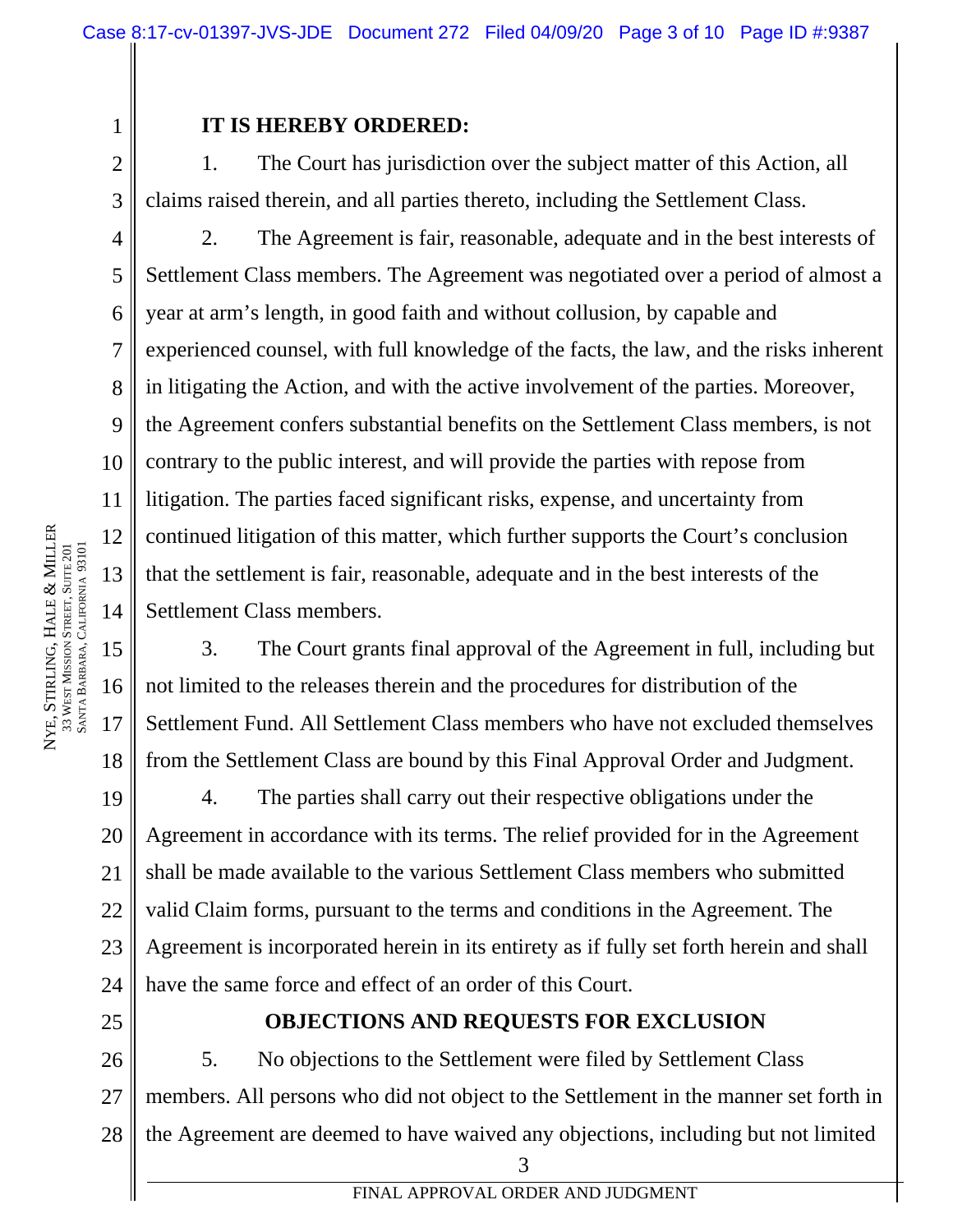**IT IS HEREBY ORDERED:**

1. The Court has jurisdiction over the subject matter of this Action, all claims raised therein, and all parties thereto, including the Settlement Class.

2. The Agreement is fair, reasonable, adequate and in the best interests of Settlement Class members. The Agreement was negotiated over a period of almost a year at arm's length, in good faith and without collusion, by capable and experienced counsel, with full knowledge of the facts, the law, and the risks inherent in litigating the Action, and with the active involvement of the parties. Moreover, the Agreement confers substantial benefits on the Settlement Class members, is not contrary to the public interest, and will provide the parties with repose from litigation. The parties faced significant risks, expense, and uncertainty from continued litigation of this matter, which further supports the Court's conclusion that the settlement is fair, reasonable, adequate and in the best interests of the Settlement Class members.

3. The Court grants final approval of the Agreement in full, including but not limited to the releases therein and the procedures for distribution of the Settlement Fund. All Settlement Class members who have not excluded themselves from the Settlement Class are bound by this Final Approval Order and Judgment.

4. The parties shall carry out their respective obligations under the Agreement in accordance with its terms. The relief provided for in the Agreement shall be made available to the various Settlement Class members who submitted valid Claim forms, pursuant to the terms and conditions in the Agreement. The Agreement is incorporated herein in its entirety as if fully set forth herein and shall have the same force and effect of an order of this Court.

## OBJECTIONS AND REQUESTS FOR EXCLUSION

5. No objections to the Settlement were filed by Settlement Class members. All persons who did not object to the Settlement in the manner set forth in the Agreement are deemed to have waived any objections, including but not limited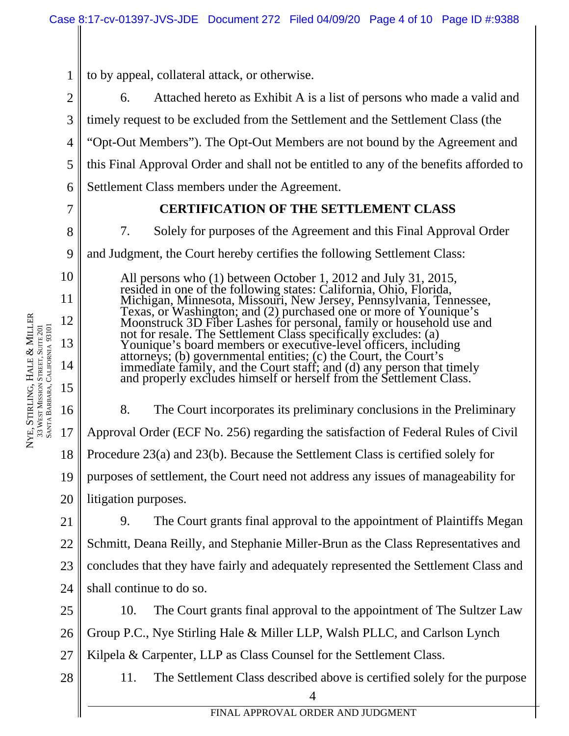to by appeal, collateral attack, or otherwise.

6. Attached hereto as Exhibit A is a list of persons who made a valid and timely request to be excluded from the Settlement and the Settlement Class (the "Opt-Out Members"). The Opt-Out Members are not bound by the Agreement and this Final Approval Order and shall not be entitled to any of the benefits afforded to Settlement Class members under the Agreement.

## CERTIFICATION OF THE SETTLEMENT CLASS

7. Solely for purposes of the Agreement and this Final Approval Order and Judgment, the Court hereby certifies the following Settlement Class:

> All persons who (1) between October 1, 2012 and July 31, 2015, resided in one of the following states: California, Ohio, Florida, Michigan, Minnesota, Missouri, New Jersey, Pennsylvania, Tennessee, Texas, or Washington; and (2) purchased one or more of Younique's Moonstruck 3D Fiber Lashes for personal, family or household use and not for resale. The Settlement Class specifically excludes: (a) Younique's board members or executive-level officers, including attorneys; (b) governmental entities; (c) the Court, the Court's immediate family, and the Court staff; and (d) any person that timely and properly excludes himself or herself from the Settlement Class.

8. The Court incorporates its preliminary conclusions in the Preliminary Approval Order (ECF No. 256) regarding the satisfaction of Federal Rules of Civil Procedure 23(a) and 23(b). Because the Settlement Class is certified solely for purposes of settlement, the Court need not address any issues of manageability for litigation purposes.

9. The Court grants final approval to the appointment of Plaintiffs Megan Schmitt, Deana Reilly, and Stephanie Miller-Brun as the Class Representatives and concludes that they have fairly and adequately represented the Settlement Class and shall continue to do so.

10. The Court grants final approval to the appointment of The Sultzer Law Group P.C., Nye Stirling Hale & Miller LLP, Walsh PLLC, and Carlson Lynch Kilpela & Carpenter, LLP as Class Counsel for the Settlement Class.

11. The Settlement Class described above is certified solely for the purpose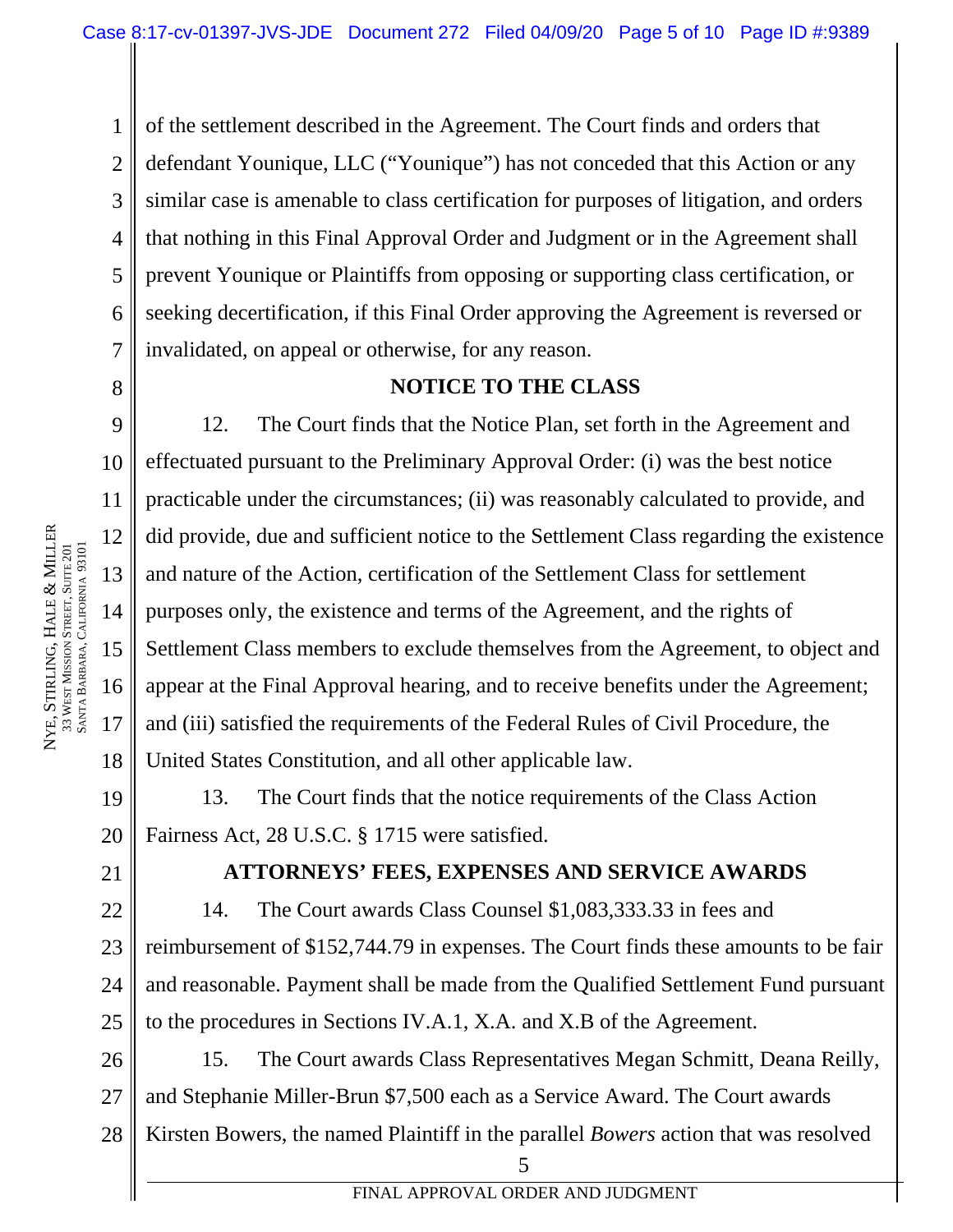of the settlement described in the Agreement. The Court finds and orders that defendant Younique, LLC ("Younique") has not conceded that this Action or any similar case is amenable to class certification for purposes of litigation, and orders that nothing in this Final Approval Order and Judgment or in the Agreement shall prevent Younique or Plaintiffs from opposing or supporting class certification, or seeking decertification, if this Final Order approving the Agreement is reversed or invalidated, on appeal or otherwise, for any reason.

## NOTICE TO THE CLASS

12. The Court finds that the Notice Plan, set forth in the Agreement and effectuated pursuant to the Preliminary Approval Order: (i) was the best notice practicable under the circumstances; (ii) was reasonably calculated to provide, and did provide, due and sufficient notice to the Settlement Class regarding the existence and nature of the Action, certification of the Settlement Class for settlement purposes only, the existence and terms of the Agreement, and the rights of Settlement Class members to exclude themselves from the Agreement, to object and appear at the Final Approval hearing, and to receive benefits under the Agreement; and (iii) satisfied the requirements of the Federal Rules of Civil Procedure, the United States Constitution, and all other applicable law.

13. The Court finds that the notice requirements of the Class Action Fairness Act, 28 U.S.C. § 1715 were satisfied.

## ATTORNEYS' FEES, EXPENSES AND SERVICE AWARDS

14. The Court awards Class Counsel $1,083,333.33 in fees and reimbursement of $152,744.79 in expenses. The Court finds these amounts to be fair and reasonable. Payment shall be made from the Qualified Settlement Fund pursuant to the procedures in Sections IV.A.1, X.A. and X.B of the Agreement.

15. The Court awards Class Representatives Megan Schmitt, Deana Reilly, and Stephanie Miller-Brun $7,500 each as a Service Award. The Court awards Kirsten Bowers, the named Plaintiff in the parallel *Bowers* action that was resolved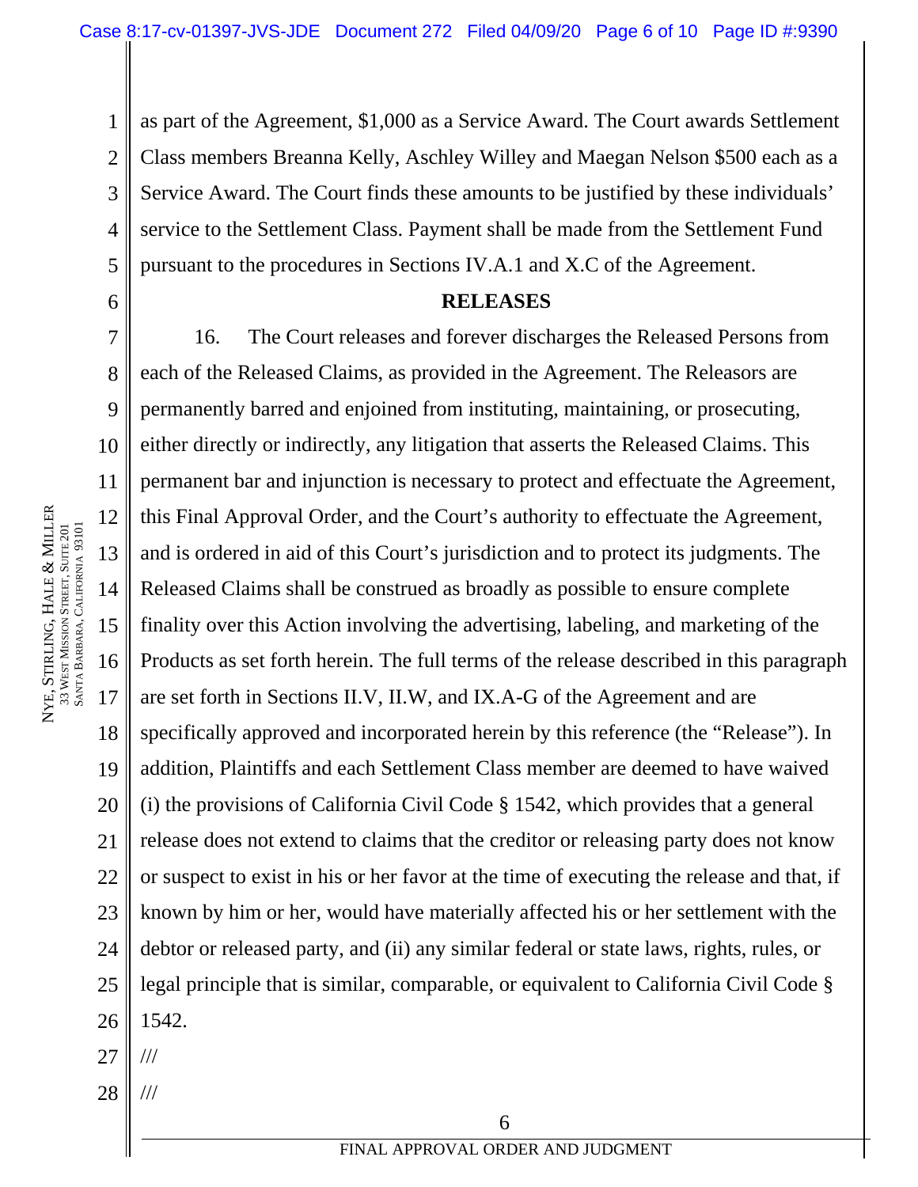as part of the Agreement, $1,000 as a Service Award. The Court awards Settlement Class members Breanna Kelly, Aschley Willey and Maegan Nelson $500 each as a Service Award. The Court finds these amounts to be justified by these individuals' service to the Settlement Class. Payment shall be made from the Settlement Fund pursuant to the procedures in Sections IV.A.1 and X.C of the Agreement.

**RELEASES**

16. The Court releases and forever discharges the Released Persons from each of the Released Claims, as provided in the Agreement. The Releasors are permanently barred and enjoined from instituting, maintaining, or prosecuting, either directly or indirectly, any litigation that asserts the Released Claims. This permanent bar and injunction is necessary to protect and effectuate the Agreement, this Final Approval Order, and the Court's authority to effectuate the Agreement, and is ordered in aid of this Court's jurisdiction and to protect its judgments. The Released Claims shall be construed as broadly as possible to ensure complete finality over this Action involving the advertising, labeling, and marketing of the Products as set forth herein. The full terms of the release described in this paragraph are set forth in Sections II.V, II.W, and IX.A-G of the Agreement and are specifically approved and incorporated herein by this reference (the "Release"). In addition, Plaintiffs and each Settlement Class member are deemed to have waived (i) the provisions of California Civil Code § 1542, which provides that a general release does not extend to claims that the creditor or releasing party does not know or suspect to exist in his or her favor at the time of executing the release and that, if known by him or her, would have materially affected his or her settlement with the debtor or released party, and (ii) any similar federal or state laws, rights, rules, or legal principle that is similar, comparable, or equivalent to California Civil Code § 1542.

///

///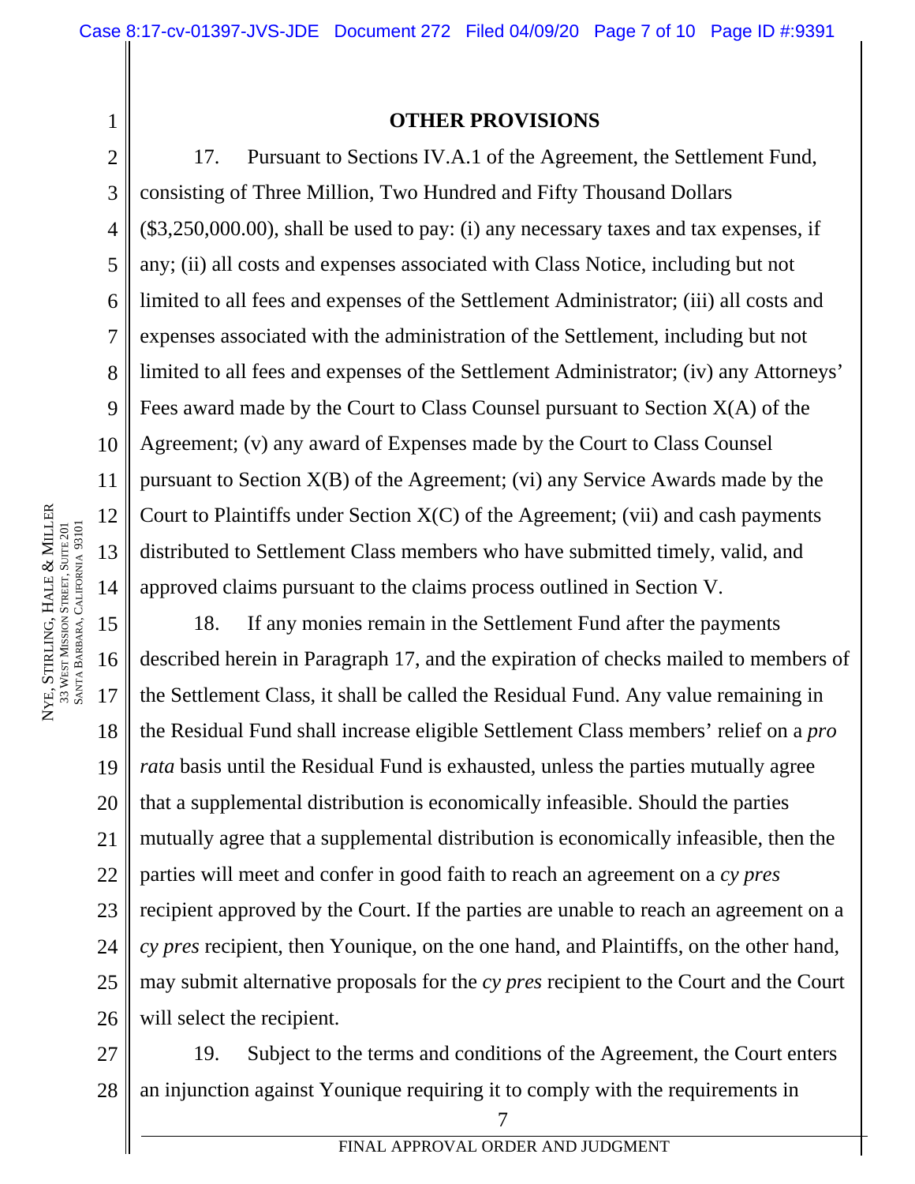## OTHER PROVISIONS

17. Pursuant to Sections IV.A.1 of the Agreement, the Settlement Fund, consisting of Three Million, Two Hundred and Fifty Thousand Dollars ($3,250,000.00), shall be used to pay: (i) any necessary taxes and tax expenses, if any; (ii) all costs and expenses associated with Class Notice, including but not limited to all fees and expenses of the Settlement Administrator; (iii) all costs and expenses associated with the administration of the Settlement, including but not limited to all fees and expenses of the Settlement Administrator; (iv) any Attorneys' Fees award made by the Court to Class Counsel pursuant to Section X(A) of the Agreement; (v) any award of Expenses made by the Court to Class Counsel pursuant to Section X(B) of the Agreement; (vi) any Service Awards made by the Court to Plaintiffs under Section X(C) of the Agreement; (vii) and cash payments distributed to Settlement Class members who have submitted timely, valid, and approved claims pursuant to the claims process outlined in Section V.

18. If any monies remain in the Settlement Fund after the payments described herein in Paragraph 17, and the expiration of checks mailed to members of the Settlement Class, it shall be called the Residual Fund. Any value remaining in the Residual Fund shall increase eligible Settlement Class members' relief on a *pro rata* basis until the Residual Fund is exhausted, unless the parties mutually agree that a supplemental distribution is economically infeasible. Should the parties mutually agree that a supplemental distribution is economically infeasible, then the parties will meet and confer in good faith to reach an agreement on a *cy pres* recipient approved by the Court. If the parties are unable to reach an agreement on a *cy pres* recipient, then Younique, on the one hand, and Plaintiffs, on the other hand, may submit alternative proposals for the *cy pres* recipient to the Court and the Court will select the recipient.

19. Subject to the terms and conditions of the Agreement, the Court enters an injunction against Younique requiring it to comply with the requirements in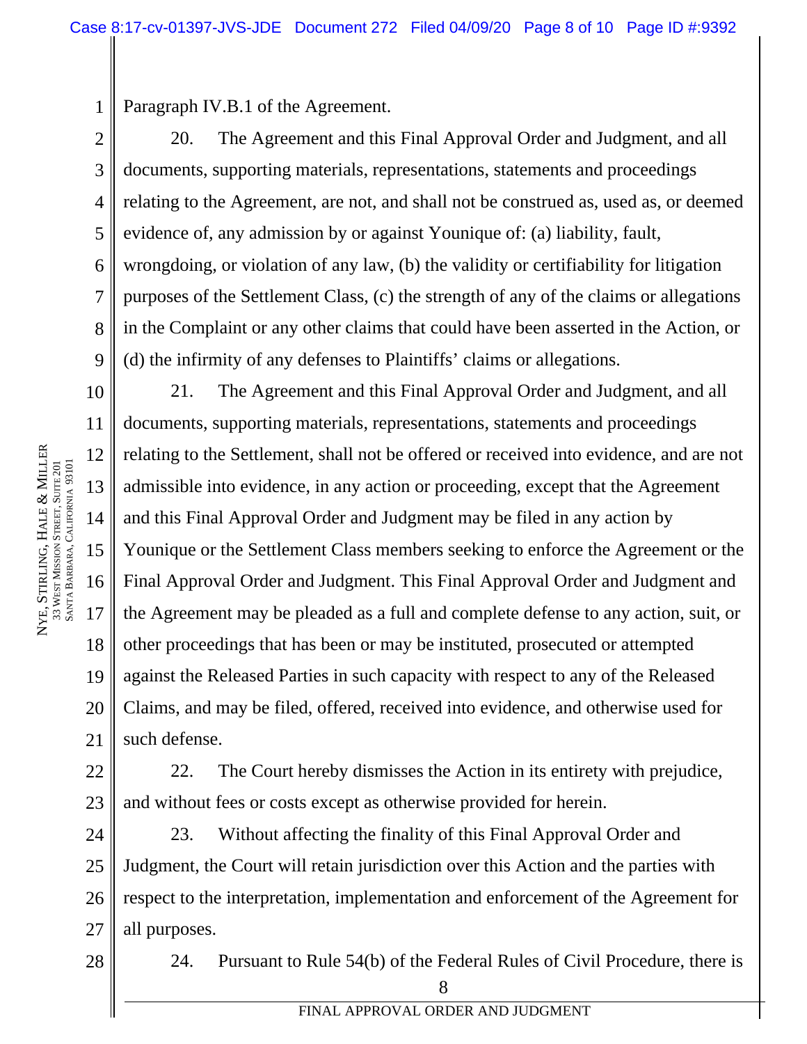Paragraph IV.B.1 of the Agreement.

20. The Agreement and this Final Approval Order and Judgment, and all documents, supporting materials, representations, statements and proceedings relating to the Agreement, are not, and shall not be construed as, used as, or deemed evidence of, any admission by or against Younique of: (a) liability, fault, wrongdoing, or violation of any law, (b) the validity or certifiability for litigation purposes of the Settlement Class, (c) the strength of any of the claims or allegations in the Complaint or any other claims that could have been asserted in the Action, or (d) the infirmity of any defenses to Plaintiffs' claims or allegations.

21. The Agreement and this Final Approval Order and Judgment, and all documents, supporting materials, representations, statements and proceedings relating to the Settlement, shall not be offered or received into evidence, and are not admissible into evidence, in any action or proceeding, except that the Agreement and this Final Approval Order and Judgment may be filed in any action by Younique or the Settlement Class members seeking to enforce the Agreement or the Final Approval Order and Judgment. This Final Approval Order and Judgment and the Agreement may be pleaded as a full and complete defense to any action, suit, or other proceedings that has been or may be instituted, prosecuted or attempted against the Released Parties in such capacity with respect to any of the Released Claims, and may be filed, offered, received into evidence, and otherwise used for such defense.

22. The Court hereby dismisses the Action in its entirety with prejudice, and without fees or costs except as otherwise provided for herein.

23. Without affecting the finality of this Final Approval Order and Judgment, the Court will retain jurisdiction over this Action and the parties with respect to the interpretation, implementation and enforcement of the Agreement for all purposes.

24. Pursuant to Rule 54(b) of the Federal Rules of Civil Procedure, there is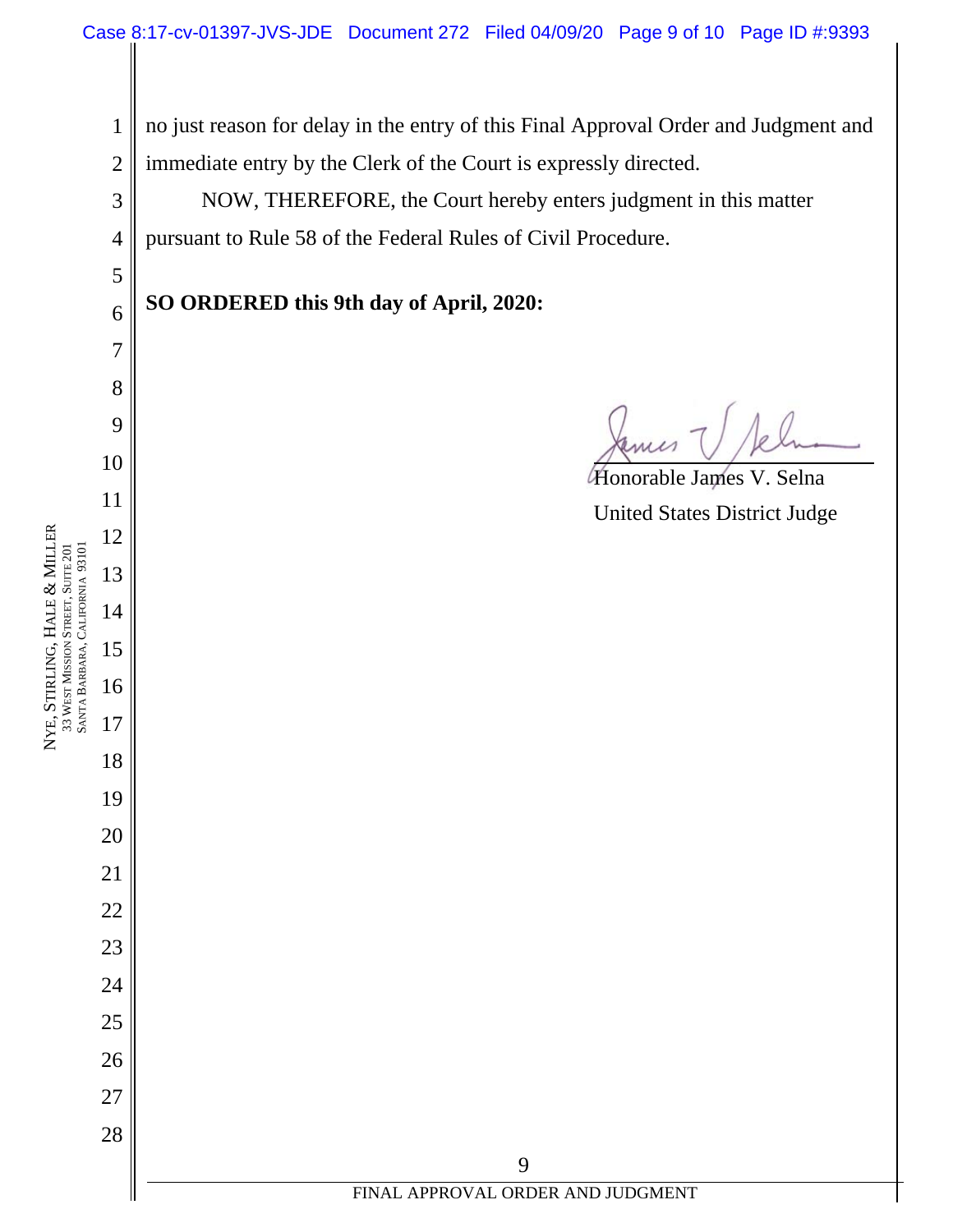no just reason for delay in the entry of this Final Approval Order and Judgment and immediate entry by the Clerk of the Court is expressly directed.

NOW, THEREFORE, the Court hereby enters judgment in this matter pursuant to Rule 58 of the Federal Rules of Civil Procedure.

**SO ORDERED this 9th day of April, 2020:**

Honorable James V. Selna
United States District Judge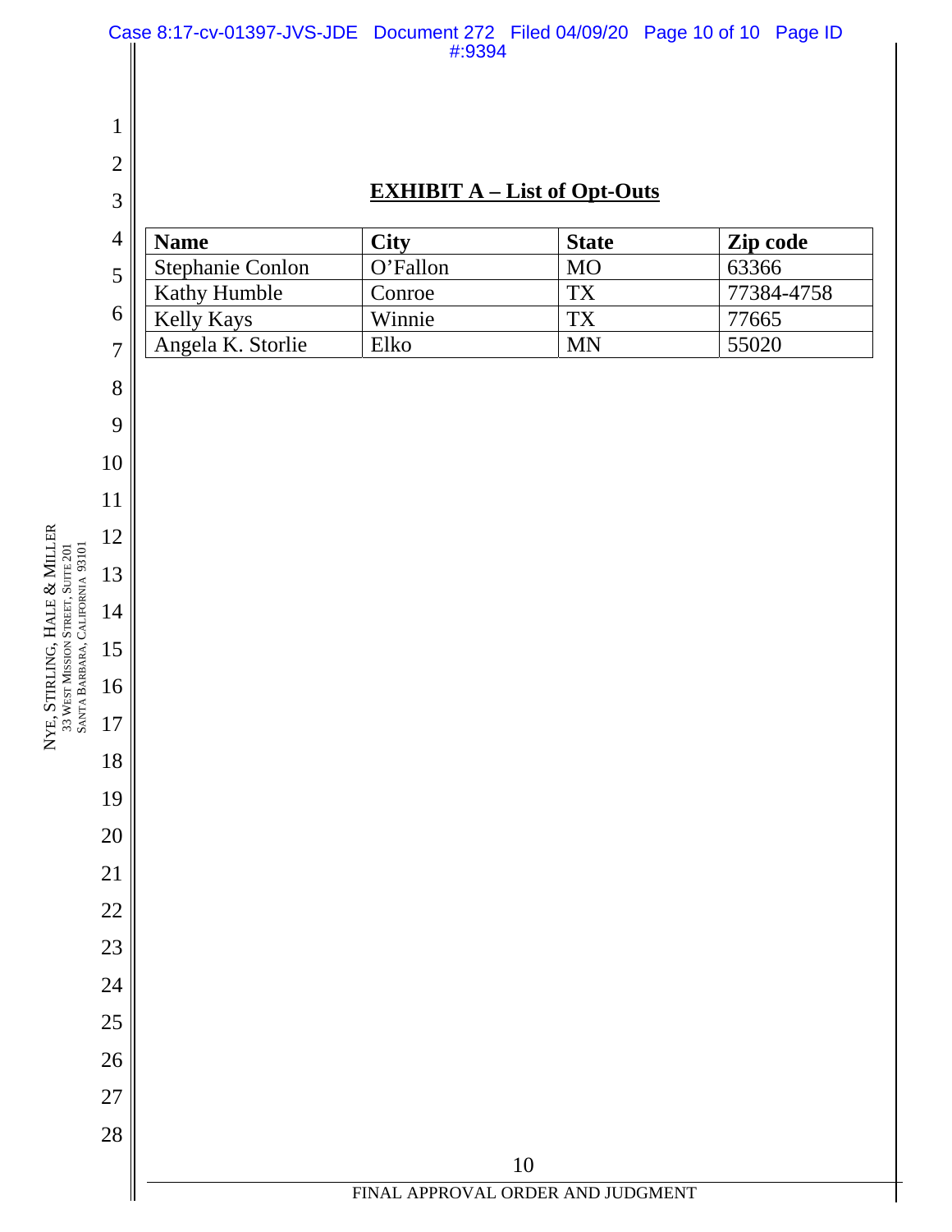**EXHIBIT A – List of Opt-Outs**

| Name | City | State | Zip code |
|---|---|---|---|
| Stephanie Conlon | O'Fallon | MO | 63366 |
| Kathy Humble | Conroe | TX | 77384-4758 |
| Kelly Kays | Winnie | TX | 77665 |
| Angela K. Storlie | Elko | MN | 55020 |